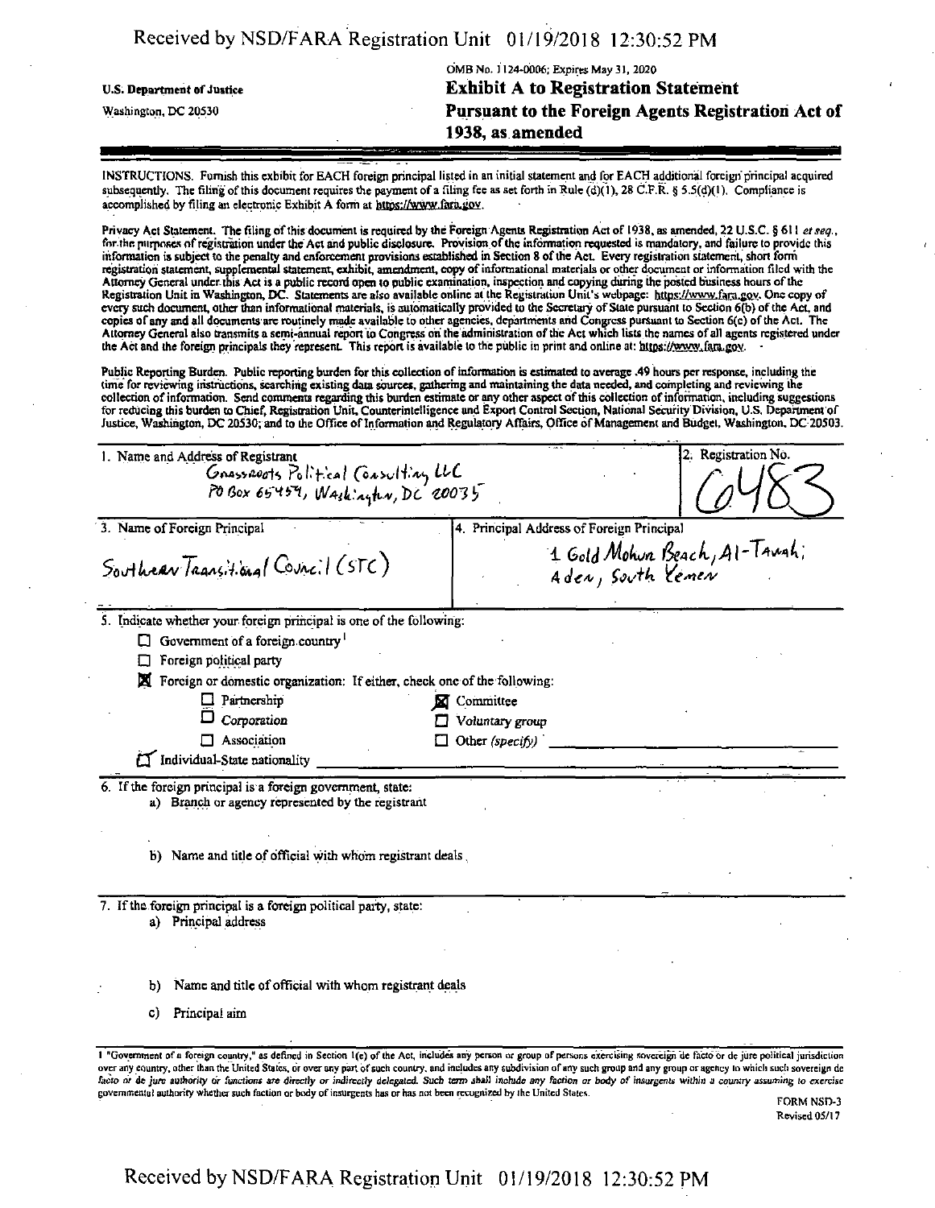U.S. Department of Justice
Washington, DC 20530

OMB No. 1124-0006; Expires May 31, 2020

# Exhibit A to Registration Statement
## Pursuant to the Foreign Agents Registration Act of 1938, as amended

INSTRUCTIONS. Furnish this exhibit for EACH foreign principal listed in an initial statement and for EACH additional foreign principal acquired subsequently. The filing of this document requires the payment of a filing fee as set forth in Rule (d)(1), 28 C.F.R. § 5.5(d)(1). Compliance is accomplished by filing an electronic Exhibit A form at https://www.fara.gov.

Privacy Act Statement. The filing of this document is required by the Foreign Agents Registration Act of 1938, as amended, 22 U.S.C. § 611 *et seq.*, for the purposes of registration under the Act and public disclosure. Provision of the information requested is mandatory, and failure to provide this information is subject to the penalty and enforcement provisions established in Section 8 of the Act. Every registration statement, short form registration statement, supplemental statement, exhibit, amendment, copy of informational materials or other document or information filed with the Attorney General under this Act is a public record open to public examination, inspection and copying during the posted business hours of the Registration Unit in Washington, DC. Statements are also available online at the Registration Unit's webpage: https://www.fara.gov. One copy of every such document, other than informational materials, is automatically provided to the Secretary of State pursuant to Section 6(b) of the Act, and copies of any and all documents are routinely made available to other agencies, departments and Congress pursuant to Section 6(c) of the Act. The Attorney General also transmits a semi-annual report to Congress on the administration of the Act which lists the names of all agents registered under the Act and the foreign principals they represent. This report is available to the public in print and online at: https://www.fara.gov.

Public Reporting Burden. Public reporting burden for this collection of information is estimated to average .49 hours per response, including the time for reviewing instructions, searching existing data sources, gathering and maintaining the data needed, and completing and reviewing the collection of information. Send comments regarding this burden estimate or any other aspect of this collection of information, including suggestions for reducing this burden to Chief, Registration Unit, Counterintelligence and Export Control Section, National Security Division, U.S. Department of Justice, Washington, DC 20530; and to the Office of Information and Regulatory Affairs, Office of Management and Budget, Washington, DC 20503.

| 1. Name and Address of Registrant | 2. Registration No. |
|---|---|
| Grassroots Political Consulting LLC<br>PO Box 65459, Washington, DC 20035 | 6483 |

| 3. Name of Foreign Principal | 4. Principal Address of Foreign Principal |
|---|---|
| Southern Transitional Council (STC) | 1 Gold Mohur Beach, Al-Tawahi; Aden, South Yemen |

5. Indicate whether your foreign principal is one of the following:

- ☐ Government of a foreign country[1]
- ☐ Foreign political party
- ☒ Foreign or domestic organization: If either, check one of the following:
  - ☐ Partnership
  - ☒ Committee
  - ☐ Corporation
  - ☐ Voluntary group
  - ☐ Association
  - ☐ Other *(specify)* ______
- ☐ Individual-State nationality ______

6. If the foreign principal is a foreign government, state:
   a) Branch or agency represented by the registrant

   b) Name and title of official with whom registrant deals

7. If the foreign principal is a foreign political party, state:
   a) Principal address

   b) Name and title of official with whom registrant deals

   c) Principal aim

1 "Government of a foreign country," as defined in Section 1(e) of the Act, includes any person or group of persons exercising sovereign de facto or de jure political jurisdiction over any country, other than the United States, or over any part of such country, and includes any subdivision of any such group and any group or agency to which such sovereign de facto or de jure authority or functions are directly or indirectly delegated. Such term shall include any faction or body of insurgents within a country assuming to exercise governmental authority whether such faction or body of insurgents has or has not been recognized by the United States.

FORM NSD-3
Revised 05/17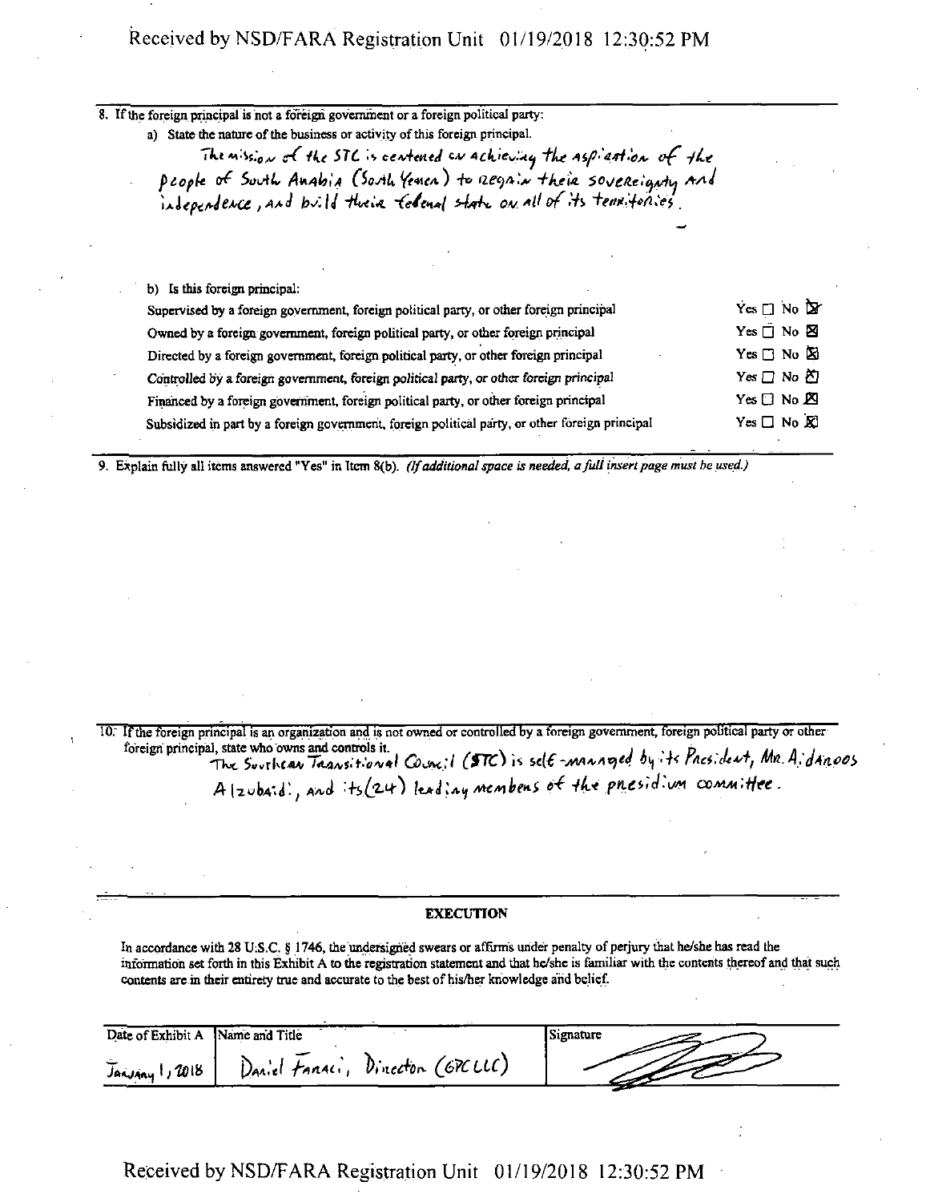8. If the foreign principal is not a foreign government or a foreign political party:

   a) State the nature of the business or activity of this foreign principal.

   The mission of the STC is centered on achieving the aspiration of the people of South Arabia (South Yemen) to regain their sovereignty and independence, and build their federal state on all of its territories.

   b) Is this foreign principal:

| | |
|---|---|
| Supervised by a foreign government, foreign political party, or other foreign principal | Yes ☐ No ☒ |
| Owned by a foreign government, foreign political party, or other foreign principal | Yes ☐ No ☒ |
| Directed by a foreign government, foreign political party, or other foreign principal | Yes ☐ No ☒ |
| Controlled by a foreign government, foreign political party, or other foreign principal | Yes ☐ No ☒ |
| Financed by a foreign government, foreign political party, or other foreign principal | Yes ☐ No ☒ |
| Subsidized in part by a foreign government, foreign political party, or other foreign principal | Yes ☐ No ☒ |

9. Explain fully all items answered "Yes" in Item 8(b). *(If additional space is needed, a full insert page must be used.)*

10. If the foreign principal is an organization and is not owned or controlled by a foreign government, foreign political party or other foreign principal, state who owns and controls it.

    The Southern Transitional Council (STC) is self-managed by its President, Mr. Aidaroos Alzubaidi, and its (24) leading members of the presidium committee.

## EXECUTION

In accordance with 28 U.S.C. § 1746, the undersigned swears or affirms under penalty of perjury that he/she has read the information set forth in this Exhibit A to the registration statement and that he/she is familiar with the contents thereof and that such contents are in their entirety true and accurate to the best of his/her knowledge and belief.

| Date of Exhibit A | Name and Title | Signature |
|---|---|---|
| January 1, 2018 | Daniel Faraci, Director (GPC LLC) | [signature] |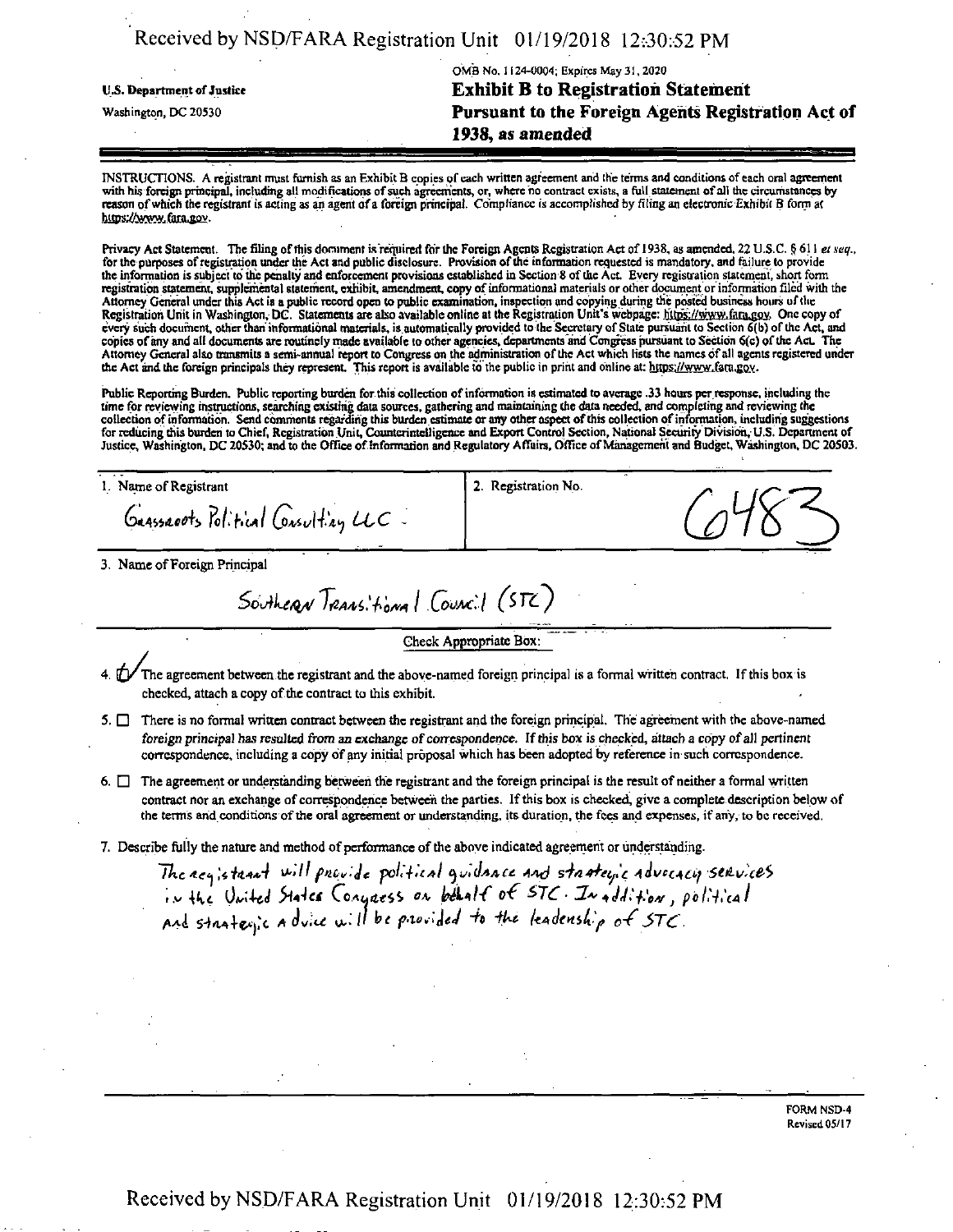OMB No. 1124-0004; Expires May 31, 2020

U.S. Department of Justice

Washington, DC 20530

# Exhibit B to Registration Statement

## Pursuant to the Foreign Agents Registration Act of 1938, as amended

INSTRUCTIONS. A registrant must furnish as an Exhibit B copies of each written agreement and the terms and conditions of each oral agreement with his foreign principal, including all modifications of such agreements, or, where no contract exists, a full statement of all the circumstances by reason of which the registrant is acting as an agent of a foreign principal. Compliance is accomplished by filing an electronic Exhibit B form at https://www.fara.gov.

Privacy Act Statement. The filing of this document is required for the Foreign Agents Registration Act of 1938, as amended, 22 U.S.C. § 611 *et seq.*, for the purposes of registration under the Act and public disclosure. Provision of the information requested is mandatory, and failure to provide the information is subject to the penalty and enforcement provisions established in Section 8 of the Act. Every registration statement, short form registration statement, supplemental statement, exhibit, amendment, copy of informational materials or other document or information filed with the Attorney General under this Act is a public record open to public examination, inspection and copying during the posted business hours of the Registration Unit in Washington, DC. Statements are also available online at the Registration Unit's webpage: https://www.fara.gov. One copy of every such document, other than informational materials, is automatically provided to the Secretary of State pursuant to Section 6(b) of the Act, and copies of any and all documents are routinely made available to other agencies, departments and Congress pursuant to Section 6(c) of the Act. The Attorney General also transmits a semi-annual report to Congress on the administration of the Act which lists the names of all agents registered under the Act and the foreign principals they represent. This report is available to the public in print and online at: https://www.fara.gov.

Public Reporting Burden. Public reporting burden for this collection of information is estimated to average .33 hours per response, including the time for reviewing instructions, searching existing data sources, gathering and maintaining the data needed, and completing and reviewing the collection of information. Send comments regarding this burden estimate or any other aspect of this collection of information, including suggestions for reducing this burden to Chief, Registration Unit, Counterintelligence and Export Control Section, National Security Division, U.S. Department of Justice, Washington, DC 20530; and to the Office of Information and Regulatory Affairs, Office of Management and Budget, Washington, DC 20503.

| 1. Name of Registrant | 2. Registration No. |
|---|---|
| Grassroots Political Consulting LLC | 6483 |

3. Name of Foreign Principal

Southern Transitional Council (STC)

Check Appropriate Box:

4. ☑ The agreement between the registrant and the above-named foreign principal is a formal written contract. If this box is checked, attach a copy of the contract to this exhibit.

5. ☐ There is no formal written contract between the registrant and the foreign principal. The agreement with the above-named foreign principal has resulted from an exchange of correspondence. If this box is checked, attach a copy of all pertinent correspondence, including a copy of any initial proposal which has been adopted by reference in such correspondence.

6. ☐ The agreement or understanding between the registrant and the foreign principal is the result of neither a formal written contract nor an exchange of correspondence between the parties. If this box is checked, give a complete description below of the terms and conditions of the oral agreement or understanding, its duration, the fees and expenses, if any, to be received.

7. Describe fully the nature and method of performance of the above indicated agreement or understanding.

The registrant will provide political guidance and strategic advocacy services in the United States Congress on behalf of STC. In addition, political and strategic advice will be provided to the leadership of STC.

FORM NSD-4
Revised 05/17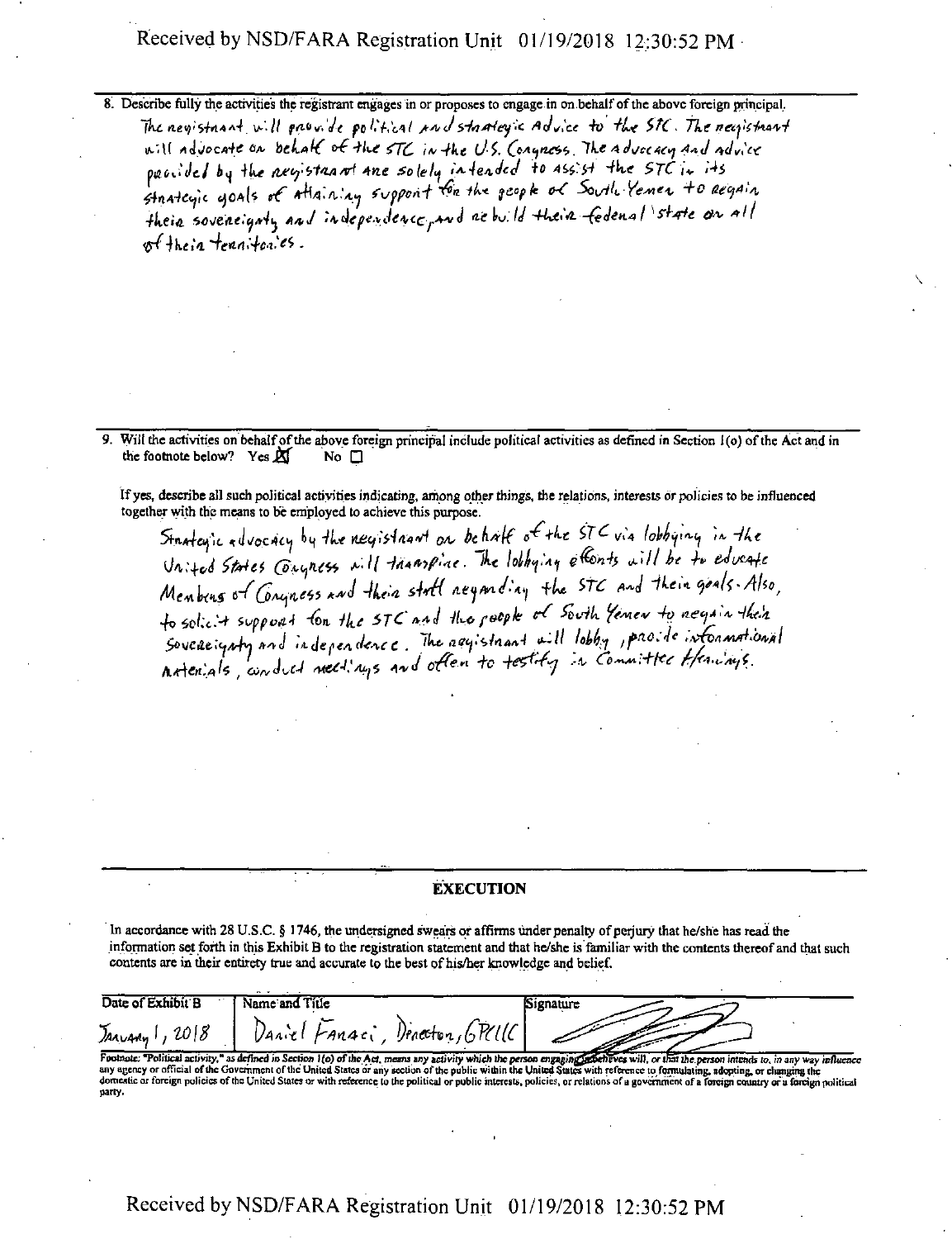8. Describe fully the activities the registrant engages in or proposes to engage in on behalf of the above foreign principal.

The registrant will provide political and strategic advice to the STC. The registrant will advocate on behalf of the STC in the U.S. Congress. The advocacy and advice provided by the registrant are solely intended to assist the STC in its strategic goals of attaining support for the people of South Yemen to regain their sovereignty and independence, and rebuild their federal state on all of their territories.

9. Will the activities on behalf of the above foreign principal include political activities as defined in Section 1(o) of the Act and in the footnote below? Yes ☒ No ☐

If yes, describe all such political activities indicating, among other things, the relations, interests or policies to be influenced together with the means to be employed to achieve this purpose.

Strategic advocacy by the registrant on behalf of the STC via lobbying in the United States Congress will transpire. The lobbying efforts will be to educate Members of Congress and their staff regarding the STC and their goals. Also, to solicit support for the STC and the people of South Yemen to regain their sovereignty and independence. The registrant will lobby, provide informational materials, conduct meetings and offer to testify in Committee Hearings.

## EXECUTION

In accordance with 28 U.S.C. § 1746, the undersigned swears or affirms under penalty of perjury that he/she has read the information set forth in this Exhibit B to the registration statement and that he/she is familiar with the contents thereof and that such contents are in their entirety true and accurate to the best of his/her knowledge and belief.

| Date of Exhibit B | Name and Title | Signature |
|---|---|---|
| January 1, 2018 | Daniel Fanaci, Director, GPCLLC | [signature] |

Footnote: "Political activity," as defined in Section 1(o) of the Act, means any activity which the person engaging in believes will, or that the person intends to, in any way influence any agency or official of the Government of the United States or any section of the public within the United States with reference to formulating, adopting, or changing the domestic or foreign policies of the United States or with reference to the political or public interests, policies, or relations of a government of a foreign country or a foreign political party.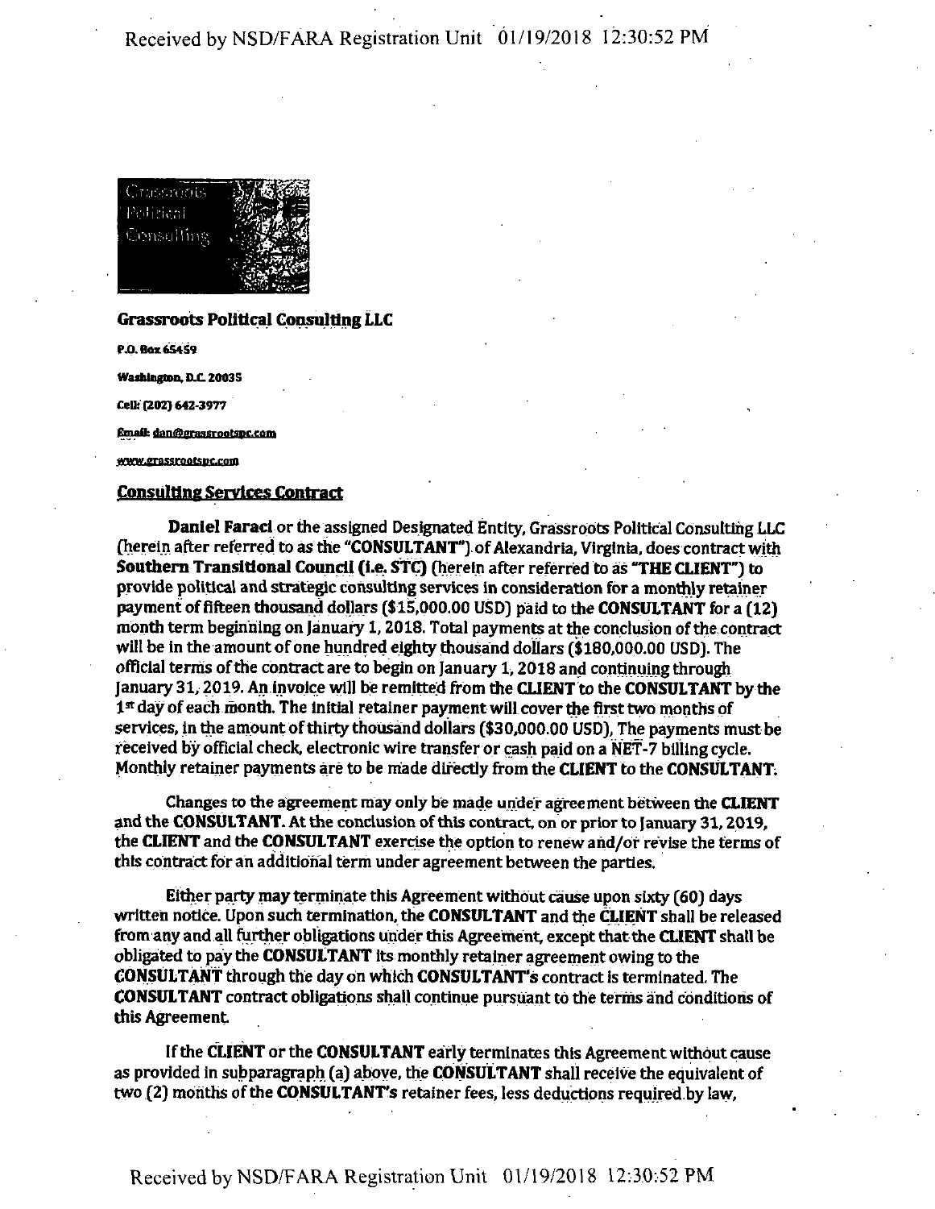**Grassroots Political Consulting LLC**

P.O. Box 65459

Washington, D.C. 20035

Cell: (202) 642-3977

Email: dan@grassrootspc.com

www.grassrootspc.com

## Consulting Services Contract

**Daniel Faraci** or the assigned Designated Entity, Grassroots Political Consulting LLC (herein after referred to as the **"CONSULTANT"**) of Alexandria, Virginia, does contract with **Southern Transitional Council (i.e. STC)** (herein after referred to as **"THE CLIENT"**) to provide political and strategic consulting services in consideration for a monthly retainer payment of fifteen thousand dollars ($15,000.00 USD) paid to the **CONSULTANT** for a (12) month term beginning on January 1, 2018. Total payments at the conclusion of the contract will be in the amount of one hundred eighty thousand dollars ($180,000.00 USD). The official terms of the contract are to begin on January 1, 2018 and continuing through January 31, 2019. An invoice will be remitted from the **CLIENT** to the **CONSULTANT** by the 1st day of each month. The initial retainer payment will cover the first two months of services, in the amount of thirty thousand dollars ($30,000.00 USD), The payments must be received by official check, electronic wire transfer or cash paid on a NET-7 billing cycle. Monthly retainer payments are to be made directly from the **CLIENT** to the **CONSULTANT**.

Changes to the agreement may only be made under agreement between the **CLIENT** and the **CONSULTANT**. At the conclusion of this contract, on or prior to January 31, 2019, the **CLIENT** and the **CONSULTANT** exercise the option to renew and/or revise the terms of this contract for an additional term under agreement between the parties.

Either party may terminate this Agreement without cause upon sixty (60) days written notice. Upon such termination, the **CONSULTANT** and the **CLIENT** shall be released from any and all further obligations under this Agreement, except that the **CLIENT** shall be obligated to pay the **CONSULTANT** its monthly retainer agreement owing to the **CONSULTANT** through the day on which **CONSULTANT's** contract is terminated. The **CONSULTANT** contract obligations shall continue pursuant to the terms and conditions of this Agreement.

If the **CLIENT** or the **CONSULTANT** early terminates this Agreement without cause as provided in subparagraph (a) above, the **CONSULTANT** shall receive the equivalent of two (2) months of the **CONSULTANT's** retainer fees, less deductions required by law,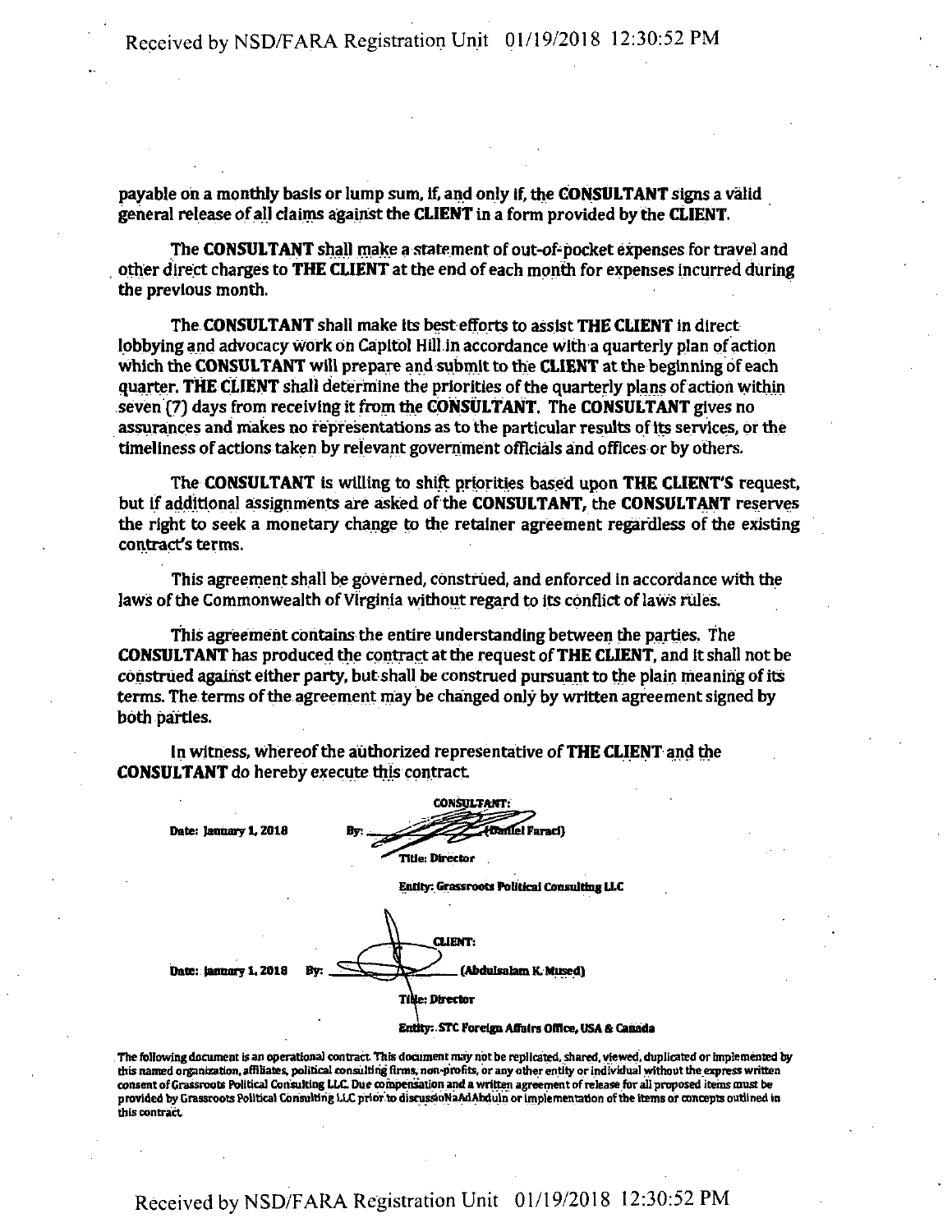payable on a monthly basis or lump sum, if, and only if, the **CONSULTANT** signs a valid general release of all claims against the **CLIENT** in a form provided by the **CLIENT**.

The **CONSULTANT** shall make a statement of out-of-pocket expenses for travel and other direct charges to **THE CLIENT** at the end of each month for expenses incurred during the previous month.

The **CONSULTANT** shall make its best efforts to assist **THE CLIENT** in direct lobbying and advocacy work on Capitol Hill in accordance with a quarterly plan of action which the **CONSULTANT** will prepare and submit to the **CLIENT** at the beginning of each quarter. **THE CLIENT** shall determine the priorities of the quarterly plans of action within seven (7) days from receiving it from the **CONSULTANT**. The **CONSULTANT** gives no assurances and makes no representations as to the particular results of its services, or the timeliness of actions taken by relevant government officials and offices or by others.

The **CONSULTANT** is willing to shift priorities based upon **THE CLIENT'S** request, but if additional assignments are asked of the **CONSULTANT**, the **CONSULTANT** reserves the right to seek a monetary change to the retainer agreement regardless of the existing contract's terms.

This agreement shall be governed, construed, and enforced in accordance with the laws of the Commonwealth of Virginia without regard to its conflict of laws rules.

This agreement contains the entire understanding between the parties. The **CONSULTANT** has produced the contract at the request of **THE CLIENT**, and it shall not be construed against either party, but shall be construed pursuant to the plain meaning of its terms. The terms of the agreement may be changed only by written agreement signed by both parties.

In witness, whereof the authorized representative of **THE CLIENT** and the **CONSULTANT** do hereby execute this contract.

**CONSULTANT:**

**Date: January 1, 2018** **By:** ____________ **(Daniel Faraci)**

**Title: Director**

**Entity: Grassroots Political Consulting LLC**

**CLIENT:**

**Date: January 1, 2018** **By:** ____________ **(Abdulsalam K. Mused)**

**Title: Director**

**Entity: STC Foreign Affairs Office, USA & Canada**

The following document is an operational contract. This document may not be replicated, shared, viewed, duplicated or implemented by this named organization, affiliates, political consulting firms, non-profits, or any other entity or individual without the express written consent of Grassroots Political Consulting LLC. Due compensation and a written agreement of release for all proposed items must be provided by Grassroots Political Consulting LLC prior to discussioNaAdAbduin or implementation of the items or concepts outlined in this contract.